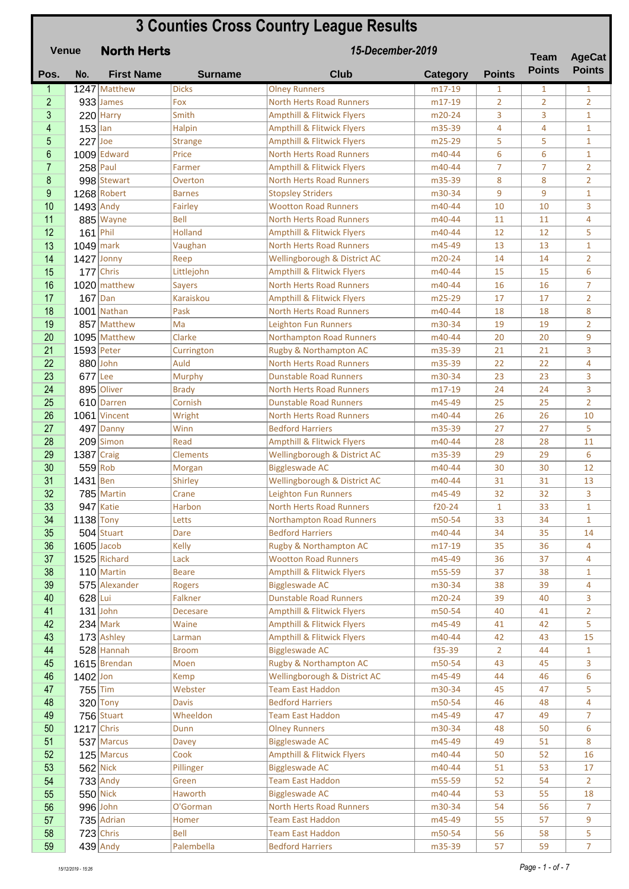# 3 Counties Cross Country League Results

**Venue** **North Herts** ***15-December-2019***

| Pos. | No. | First Name | Surname | Club | Category | Points | Team Points | AgeCat Points |
|---|---|---|---|---|---|---|---|---|
| 1 | 1247 | Matthew | Dicks | Olney Runners | m17-19 | 1 | 1 | 1 |
| 2 | 933 | James | Fox | North Herts Road Runners | m17-19 | 2 | 2 | 2 |
| 3 | 220 | Harry | Smith | Ampthill & Flitwick Flyers | m20-24 | 3 | 3 | 1 |
| 4 | 153 | Ian | Halpin | Ampthill & Flitwick Flyers | m35-39 | 4 | 4 | 1 |
| 5 | 227 | Joe | Strange | Ampthill & Flitwick Flyers | m25-29 | 5 | 5 | 1 |
| 6 | 1009 | Edward | Price | North Herts Road Runners | m40-44 | 6 | 6 | 1 |
| 7 | 258 | Paul | Farmer | Ampthill & Flitwick Flyers | m40-44 | 7 | 7 | 2 |
| 8 | 998 | Stewart | Overton | North Herts Road Runners | m35-39 | 8 | 8 | 2 |
| 9 | 1268 | Robert | Barnes | Stopsley Striders | m30-34 | 9 | 9 | 1 |
| 10 | 1493 | Andy | Fairley | Wootton Road Runners | m40-44 | 10 | 10 | 3 |
| 11 | 885 | Wayne | Bell | North Herts Road Runners | m40-44 | 11 | 11 | 4 |
| 12 | 161 | Phil | Holland | Ampthill & Flitwick Flyers | m40-44 | 12 | 12 | 5 |
| 13 | 1049 | mark | Vaughan | North Herts Road Runners | m45-49 | 13 | 13 | 1 |
| 14 | 1427 | Jonny | Reep | Wellingborough & District AC | m20-24 | 14 | 14 | 2 |
| 15 | 177 | Chris | Littlejohn | Ampthill & Flitwick Flyers | m40-44 | 15 | 15 | 6 |
| 16 | 1020 | matthew | Sayers | North Herts Road Runners | m40-44 | 16 | 16 | 7 |
| 17 | 167 | Dan | Karaiskou | Ampthill & Flitwick Flyers | m25-29 | 17 | 17 | 2 |
| 18 | 1001 | Nathan | Pask | North Herts Road Runners | m40-44 | 18 | 18 | 8 |
| 19 | 857 | Matthew | Ma | Leighton Fun Runners | m30-34 | 19 | 19 | 2 |
| 20 | 1095 | Matthew | Clarke | Northampton Road Runners | m40-44 | 20 | 20 | 9 |
| 21 | 1593 | Peter | Currington | Rugby & Northampton AC | m35-39 | 21 | 21 | 3 |
| 22 | 880 | John | Auld | North Herts Road Runners | m35-39 | 22 | 22 | 4 |
| 23 | 677 | Lee | Murphy | Dunstable Road Runners | m30-34 | 23 | 23 | 3 |
| 24 | 895 | Oliver | Brady | North Herts Road Runners | m17-19 | 24 | 24 | 3 |
| 25 | 610 | Darren | Cornish | Dunstable Road Runners | m45-49 | 25 | 25 | 2 |
| 26 | 1061 | Vincent | Wright | North Herts Road Runners | m40-44 | 26 | 26 | 10 |
| 27 | 497 | Danny | Winn | Bedford Harriers | m35-39 | 27 | 27 | 5 |
| 28 | 209 | Simon | Read | Ampthill & Flitwick Flyers | m40-44 | 28 | 28 | 11 |
| 29 | 1387 | Craig | Clements | Wellingborough & District AC | m35-39 | 29 | 29 | 6 |
| 30 | 559 | Rob | Morgan | Biggleswade AC | m40-44 | 30 | 30 | 12 |
| 31 | 1431 | Ben | Shirley | Wellingborough & District AC | m40-44 | 31 | 31 | 13 |
| 32 | 785 | Martin | Crane | Leighton Fun Runners | m45-49 | 32 | 32 | 3 |
| 33 | 947 | Katie | Harbon | North Herts Road Runners | f20-24 | 1 | 33 | 1 |
| 34 | 1138 | Tony | Letts | Northampton Road Runners | m50-54 | 33 | 34 | 1 |
| 35 | 504 | Stuart | Dare | Bedford Harriers | m40-44 | 34 | 35 | 14 |
| 36 | 1605 | Jacob | Kelly | Rugby & Northampton AC | m17-19 | 35 | 36 | 4 |
| 37 | 1525 | Richard | Lack | Wootton Road Runners | m45-49 | 36 | 37 | 4 |
| 38 | 110 | Martin | Beare | Ampthill & Flitwick Flyers | m55-59 | 37 | 38 | 1 |
| 39 | 575 | Alexander | Rogers | Biggleswade AC | m30-34 | 38 | 39 | 4 |
| 40 | 628 | Lui | Falkner | Dunstable Road Runners | m20-24 | 39 | 40 | 3 |
| 41 | 131 | John | Decesare | Ampthill & Flitwick Flyers | m50-54 | 40 | 41 | 2 |
| 42 | 234 | Mark | Waine | Ampthill & Flitwick Flyers | m45-49 | 41 | 42 | 5 |
| 43 | 173 | Ashley | Larman | Ampthill & Flitwick Flyers | m40-44 | 42 | 43 | 15 |
| 44 | 528 | Hannah | Broom | Biggleswade AC | f35-39 | 2 | 44 | 1 |
| 45 | 1615 | Brendan | Moen | Rugby & Northampton AC | m50-54 | 43 | 45 | 3 |
| 46 | 1402 | Jon | Kemp | Wellingborough & District AC | m45-49 | 44 | 46 | 6 |
| 47 | 755 | Tim | Webster | Team East Haddon | m30-34 | 45 | 47 | 5 |
| 48 | 320 | Tony | Davis | Bedford Harriers | m50-54 | 46 | 48 | 4 |
| 49 | 756 | Stuart | Wheeldon | Team East Haddon | m45-49 | 47 | 49 | 7 |
| 50 | 1217 | Chris | Dunn | Olney Runners | m30-34 | 48 | 50 | 6 |
| 51 | 537 | Marcus | Davey | Biggleswade AC | m45-49 | 49 | 51 | 8 |
| 52 | 125 | Marcus | Cook | Ampthill & Flitwick Flyers | m40-44 | 50 | 52 | 16 |
| 53 | 562 | Nick | Pillinger | Biggleswade AC | m40-44 | 51 | 53 | 17 |
| 54 | 733 | Andy | Green | Team East Haddon | m55-59 | 52 | 54 | 2 |
| 55 | 550 | Nick | Haworth | Biggleswade AC | m40-44 | 53 | 55 | 18 |
| 56 | 996 | John | O'Gorman | North Herts Road Runners | m30-34 | 54 | 56 | 7 |
| 57 | 735 | Adrian | Homer | Team East Haddon | m45-49 | 55 | 57 | 9 |
| 58 | 723 | Chris | Bell | Team East Haddon | m50-54 | 56 | 58 | 5 |
| 59 | 439 | Andy | Palembella | Bedford Harriers | m35-39 | 57 | 59 | 7 |

15/12/2019 - 15:26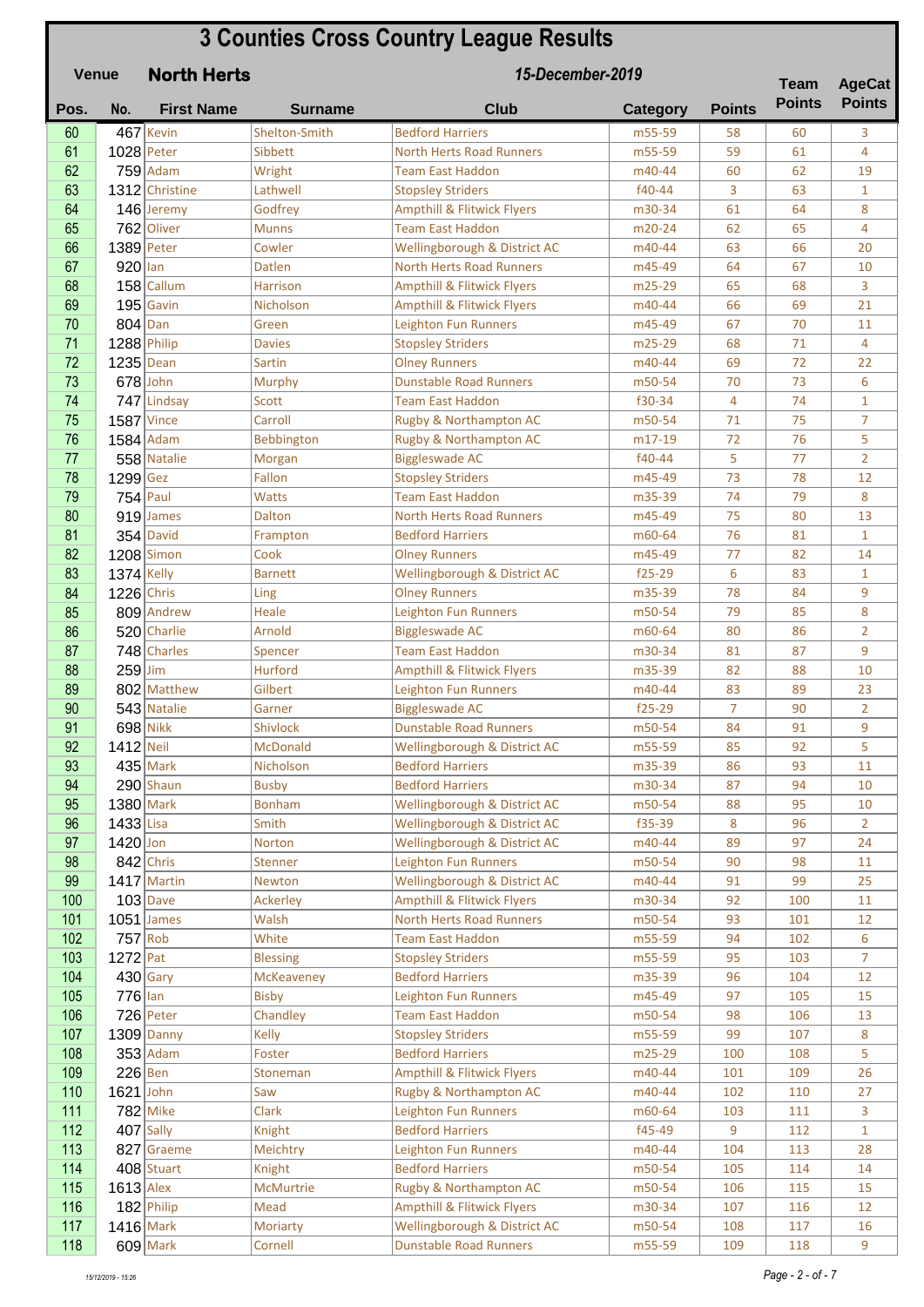# 3 Counties Cross Country League Results

**Venue** **North Herts** ***15-December-2019***

| Pos. | No. | First Name | Surname | Club | Category | Points | Team Points | AgeCat Points |
|---|---|---|---|---|---|---|---|---|
| 60 | 467 | Kevin | Shelton-Smith | Bedford Harriers | m55-59 | 58 | 60 | 3 |
| 61 | 1028 | Peter | Sibbett | North Herts Road Runners | m55-59 | 59 | 61 | 4 |
| 62 | 759 | Adam | Wright | Team East Haddon | m40-44 | 60 | 62 | 19 |
| 63 | 1312 | Christine | Lathwell | Stopsley Striders | f40-44 | 3 | 63 | 1 |
| 64 | 146 | Jeremy | Godfrey | Ampthill & Flitwick Flyers | m30-34 | 61 | 64 | 8 |
| 65 | 762 | Oliver | Munns | Team East Haddon | m20-24 | 62 | 65 | 4 |
| 66 | 1389 | Peter | Cowler | Wellingborough & District AC | m40-44 | 63 | 66 | 20 |
| 67 | 920 | Ian | Datlen | North Herts Road Runners | m45-49 | 64 | 67 | 10 |
| 68 | 158 | Callum | Harrison | Ampthill & Flitwick Flyers | m25-29 | 65 | 68 | 3 |
| 69 | 195 | Gavin | Nicholson | Ampthill & Flitwick Flyers | m40-44 | 66 | 69 | 21 |
| 70 | 804 | Dan | Green | Leighton Fun Runners | m45-49 | 67 | 70 | 11 |
| 71 | 1288 | Philip | Davies | Stopsley Striders | m25-29 | 68 | 71 | 4 |
| 72 | 1235 | Dean | Sartin | Olney Runners | m40-44 | 69 | 72 | 22 |
| 73 | 678 | John | Murphy | Dunstable Road Runners | m50-54 | 70 | 73 | 6 |
| 74 | 747 | Lindsay | Scott | Team East Haddon | f30-34 | 4 | 74 | 1 |
| 75 | 1587 | Vince | Carroll | Rugby & Northampton AC | m50-54 | 71 | 75 | 7 |
| 76 | 1584 | Adam | Bebbington | Rugby & Northampton AC | m17-19 | 72 | 76 | 5 |
| 77 | 558 | Natalie | Morgan | Biggleswade AC | f40-44 | 5 | 77 | 2 |
| 78 | 1299 | Gez | Fallon | Stopsley Striders | m45-49 | 73 | 78 | 12 |
| 79 | 754 | Paul | Watts | Team East Haddon | m35-39 | 74 | 79 | 8 |
| 80 | 919 | James | Dalton | North Herts Road Runners | m45-49 | 75 | 80 | 13 |
| 81 | 354 | David | Frampton | Bedford Harriers | m60-64 | 76 | 81 | 1 |
| 82 | 1208 | Simon | Cook | Olney Runners | m45-49 | 77 | 82 | 14 |
| 83 | 1374 | Kelly | Barnett | Wellingborough & District AC | f25-29 | 6 | 83 | 1 |
| 84 | 1226 | Chris | Ling | Olney Runners | m35-39 | 78 | 84 | 9 |
| 85 | 809 | Andrew | Heale | Leighton Fun Runners | m50-54 | 79 | 85 | 8 |
| 86 | 520 | Charlie | Arnold | Biggleswade AC | m60-64 | 80 | 86 | 2 |
| 87 | 748 | Charles | Spencer | Team East Haddon | m30-34 | 81 | 87 | 9 |
| 88 | 259 | Jim | Hurford | Ampthill & Flitwick Flyers | m35-39 | 82 | 88 | 10 |
| 89 | 802 | Matthew | Gilbert | Leighton Fun Runners | m40-44 | 83 | 89 | 23 |
| 90 | 543 | Natalie | Garner | Biggleswade AC | f25-29 | 7 | 90 | 2 |
| 91 | 698 | Nikk | Shivlock | Dunstable Road Runners | m50-54 | 84 | 91 | 9 |
| 92 | 1412 | Neil | McDonald | Wellingborough & District AC | m55-59 | 85 | 92 | 5 |
| 93 | 435 | Mark | Nicholson | Bedford Harriers | m35-39 | 86 | 93 | 11 |
| 94 | 290 | Shaun | Busby | Bedford Harriers | m30-34 | 87 | 94 | 10 |
| 95 | 1380 | Mark | Bonham | Wellingborough & District AC | m50-54 | 88 | 95 | 10 |
| 96 | 1433 | Lisa | Smith | Wellingborough & District AC | f35-39 | 8 | 96 | 2 |
| 97 | 1420 | Jon | Norton | Wellingborough & District AC | m40-44 | 89 | 97 | 24 |
| 98 | 842 | Chris | Stenner | Leighton Fun Runners | m50-54 | 90 | 98 | 11 |
| 99 | 1417 | Martin | Newton | Wellingborough & District AC | m40-44 | 91 | 99 | 25 |
| 100 | 103 | Dave | Ackerley | Ampthill & Flitwick Flyers | m30-34 | 92 | 100 | 11 |
| 101 | 1051 | James | Walsh | North Herts Road Runners | m50-54 | 93 | 101 | 12 |
| 102 | 757 | Rob | White | Team East Haddon | m55-59 | 94 | 102 | 6 |
| 103 | 1272 | Pat | Blessing | Stopsley Striders | m55-59 | 95 | 103 | 7 |
| 104 | 430 | Gary | McKeaveney | Bedford Harriers | m35-39 | 96 | 104 | 12 |
| 105 | 776 | Ian | Bisby | Leighton Fun Runners | m45-49 | 97 | 105 | 15 |
| 106 | 726 | Peter | Chandley | Team East Haddon | m50-54 | 98 | 106 | 13 |
| 107 | 1309 | Danny | Kelly | Stopsley Striders | m55-59 | 99 | 107 | 8 |
| 108 | 353 | Adam | Foster | Bedford Harriers | m25-29 | 100 | 108 | 5 |
| 109 | 226 | Ben | Stoneman | Ampthill & Flitwick Flyers | m40-44 | 101 | 109 | 26 |
| 110 | 1621 | John | Saw | Rugby & Northampton AC | m40-44 | 102 | 110 | 27 |
| 111 | 782 | Mike | Clark | Leighton Fun Runners | m60-64 | 103 | 111 | 3 |
| 112 | 407 | Sally | Knight | Bedford Harriers | f45-49 | 9 | 112 | 1 |
| 113 | 827 | Graeme | Meichtry | Leighton Fun Runners | m40-44 | 104 | 113 | 28 |
| 114 | 408 | Stuart | Knight | Bedford Harriers | m50-54 | 105 | 114 | 14 |
| 115 | 1613 | Alex | McMurtrie | Rugby & Northampton AC | m50-54 | 106 | 115 | 15 |
| 116 | 182 | Philip | Mead | Ampthill & Flitwick Flyers | m30-34 | 107 | 116 | 12 |
| 117 | 1416 | Mark | Moriarty | Wellingborough & District AC | m50-54 | 108 | 117 | 16 |
| 118 | 609 | Mark | Cornell | Dunstable Road Runners | m55-59 | 109 | 118 | 9 |

15/12/2019 - 15:26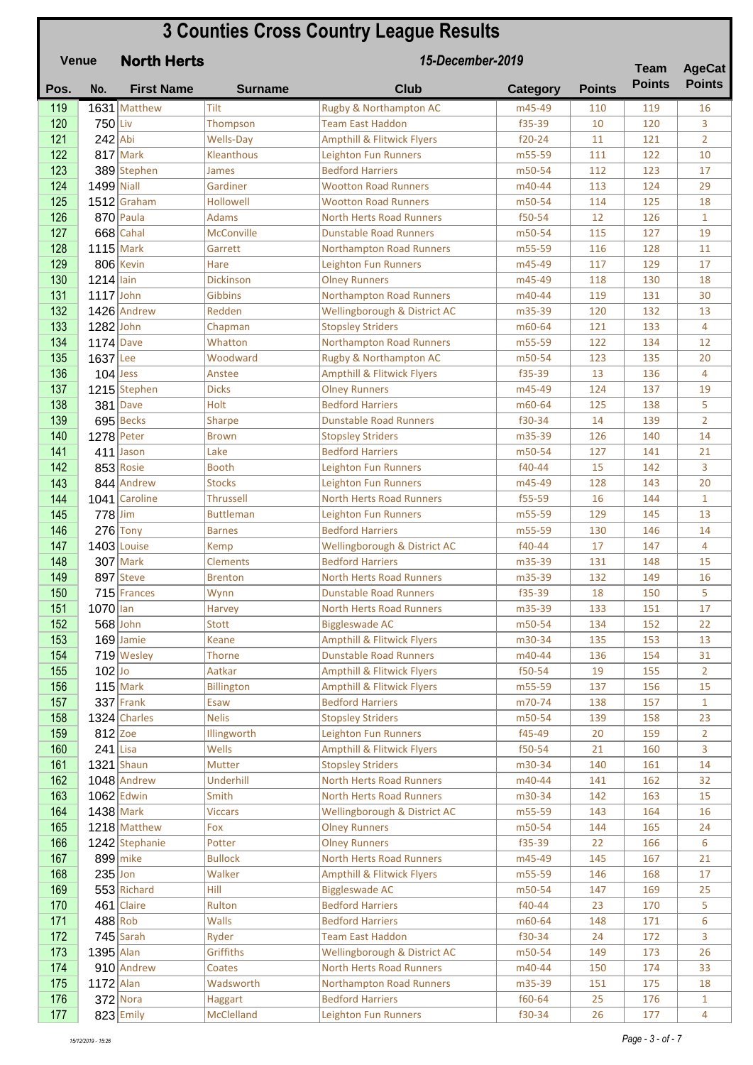# 3 Counties Cross Country League Results

**Venue** **North Herts** *15-December-2019*

| Pos. | No. | First Name | Surname | Club | Category | Points | Team Points | AgeCat Points |
|---|---|---|---|---|---|---|---|---|
| 119 | 1631 | Matthew | Tilt | Rugby & Northampton AC | m45-49 | 110 | 119 | 16 |
| 120 | 750 | Liv | Thompson | Team East Haddon | f35-39 | 10 | 120 | 3 |
| 121 | 242 | Abi | Wells-Day | Ampthill & Flitwick Flyers | f20-24 | 11 | 121 | 2 |
| 122 | 817 | Mark | Kleanthous | Leighton Fun Runners | m55-59 | 111 | 122 | 10 |
| 123 | 389 | Stephen | James | Bedford Harriers | m50-54 | 112 | 123 | 17 |
| 124 | 1499 | Niall | Gardiner | Wootton Road Runners | m40-44 | 113 | 124 | 29 |
| 125 | 1512 | Graham | Hollowell | Wootton Road Runners | m50-54 | 114 | 125 | 18 |
| 126 | 870 | Paula | Adams | North Herts Road Runners | f50-54 | 12 | 126 | 1 |
| 127 | 668 | Cahal | McConville | Dunstable Road Runners | m50-54 | 115 | 127 | 19 |
| 128 | 1115 | Mark | Garrett | Northampton Road Runners | m55-59 | 116 | 128 | 11 |
| 129 | 806 | Kevin | Hare | Leighton Fun Runners | m45-49 | 117 | 129 | 17 |
| 130 | 1214 | Iain | Dickinson | Olney Runners | m45-49 | 118 | 130 | 18 |
| 131 | 1117 | John | Gibbins | Northampton Road Runners | m40-44 | 119 | 131 | 30 |
| 132 | 1426 | Andrew | Redden | Wellingborough & District AC | m35-39 | 120 | 132 | 13 |
| 133 | 1282 | John | Chapman | Stopsley Striders | m60-64 | 121 | 133 | 4 |
| 134 | 1174 | Dave | Whatton | Northampton Road Runners | m55-59 | 122 | 134 | 12 |
| 135 | 1637 | Lee | Woodward | Rugby & Northampton AC | m50-54 | 123 | 135 | 20 |
| 136 | 104 | Jess | Anstee | Ampthill & Flitwick Flyers | f35-39 | 13 | 136 | 4 |
| 137 | 1215 | Stephen | Dicks | Olney Runners | m45-49 | 124 | 137 | 19 |
| 138 | 381 | Dave | Holt | Bedford Harriers | m60-64 | 125 | 138 | 5 |
| 139 | 695 | Becks | Sharpe | Dunstable Road Runners | f30-34 | 14 | 139 | 2 |
| 140 | 1278 | Peter | Brown | Stopsley Striders | m35-39 | 126 | 140 | 14 |
| 141 | 411 | Jason | Lake | Bedford Harriers | m50-54 | 127 | 141 | 21 |
| 142 | 853 | Rosie | Booth | Leighton Fun Runners | f40-44 | 15 | 142 | 3 |
| 143 | 844 | Andrew | Stocks | Leighton Fun Runners | m45-49 | 128 | 143 | 20 |
| 144 | 1041 | Caroline | Thrussell | North Herts Road Runners | f55-59 | 16 | 144 | 1 |
| 145 | 778 | Jim | Buttleman | Leighton Fun Runners | m55-59 | 129 | 145 | 13 |
| 146 | 276 | Tony | Barnes | Bedford Harriers | m55-59 | 130 | 146 | 14 |
| 147 | 1403 | Louise | Kemp | Wellingborough & District AC | f40-44 | 17 | 147 | 4 |
| 148 | 307 | Mark | Clements | Bedford Harriers | m35-39 | 131 | 148 | 15 |
| 149 | 897 | Steve | Brenton | North Herts Road Runners | m35-39 | 132 | 149 | 16 |
| 150 | 715 | Frances | Wynn | Dunstable Road Runners | f35-39 | 18 | 150 | 5 |
| 151 | 1070 | Ian | Harvey | North Herts Road Runners | m35-39 | 133 | 151 | 17 |
| 152 | 568 | John | Stott | Biggleswade AC | m50-54 | 134 | 152 | 22 |
| 153 | 169 | Jamie | Keane | Ampthill & Flitwick Flyers | m30-34 | 135 | 153 | 13 |
| 154 | 719 | Wesley | Thorne | Dunstable Road Runners | m40-44 | 136 | 154 | 31 |
| 155 | 102 | Jo | Aatkar | Ampthill & Flitwick Flyers | f50-54 | 19 | 155 | 2 |
| 156 | 115 | Mark | Billington | Ampthill & Flitwick Flyers | m55-59 | 137 | 156 | 15 |
| 157 | 337 | Frank | Esaw | Bedford Harriers | m70-74 | 138 | 157 | 1 |
| 158 | 1324 | Charles | Nelis | Stopsley Striders | m50-54 | 139 | 158 | 23 |
| 159 | 812 | Zoe | Illingworth | Leighton Fun Runners | f45-49 | 20 | 159 | 2 |
| 160 | 241 | Lisa | Wells | Ampthill & Flitwick Flyers | f50-54 | 21 | 160 | 3 |
| 161 | 1321 | Shaun | Mutter | Stopsley Striders | m30-34 | 140 | 161 | 14 |
| 162 | 1048 | Andrew | Underhill | North Herts Road Runners | m40-44 | 141 | 162 | 32 |
| 163 | 1062 | Edwin | Smith | North Herts Road Runners | m30-34 | 142 | 163 | 15 |
| 164 | 1438 | Mark | Viccars | Wellingborough & District AC | m55-59 | 143 | 164 | 16 |
| 165 | 1218 | Matthew | Fox | Olney Runners | m50-54 | 144 | 165 | 24 |
| 166 | 1242 | Stephanie | Potter | Olney Runners | f35-39 | 22 | 166 | 6 |
| 167 | 899 | mike | Bullock | North Herts Road Runners | m45-49 | 145 | 167 | 21 |
| 168 | 235 | Jon | Walker | Ampthill & Flitwick Flyers | m55-59 | 146 | 168 | 17 |
| 169 | 553 | Richard | Hill | Biggleswade AC | m50-54 | 147 | 169 | 25 |
| 170 | 461 | Claire | Rulton | Bedford Harriers | f40-44 | 23 | 170 | 5 |
| 171 | 488 | Rob | Walls | Bedford Harriers | m60-64 | 148 | 171 | 6 |
| 172 | 745 | Sarah | Ryder | Team East Haddon | f30-34 | 24 | 172 | 3 |
| 173 | 1395 | Alan | Griffiths | Wellingborough & District AC | m50-54 | 149 | 173 | 26 |
| 174 | 910 | Andrew | Coates | North Herts Road Runners | m40-44 | 150 | 174 | 33 |
| 175 | 1172 | Alan | Wadsworth | Northampton Road Runners | m35-39 | 151 | 175 | 18 |
| 176 | 372 | Nora | Haggart | Bedford Harriers | f60-64 | 25 | 176 | 1 |
| 177 | 823 | Emily | McClelland | Leighton Fun Runners | f30-34 | 26 | 177 | 4 |

15/12/2019 - 15:26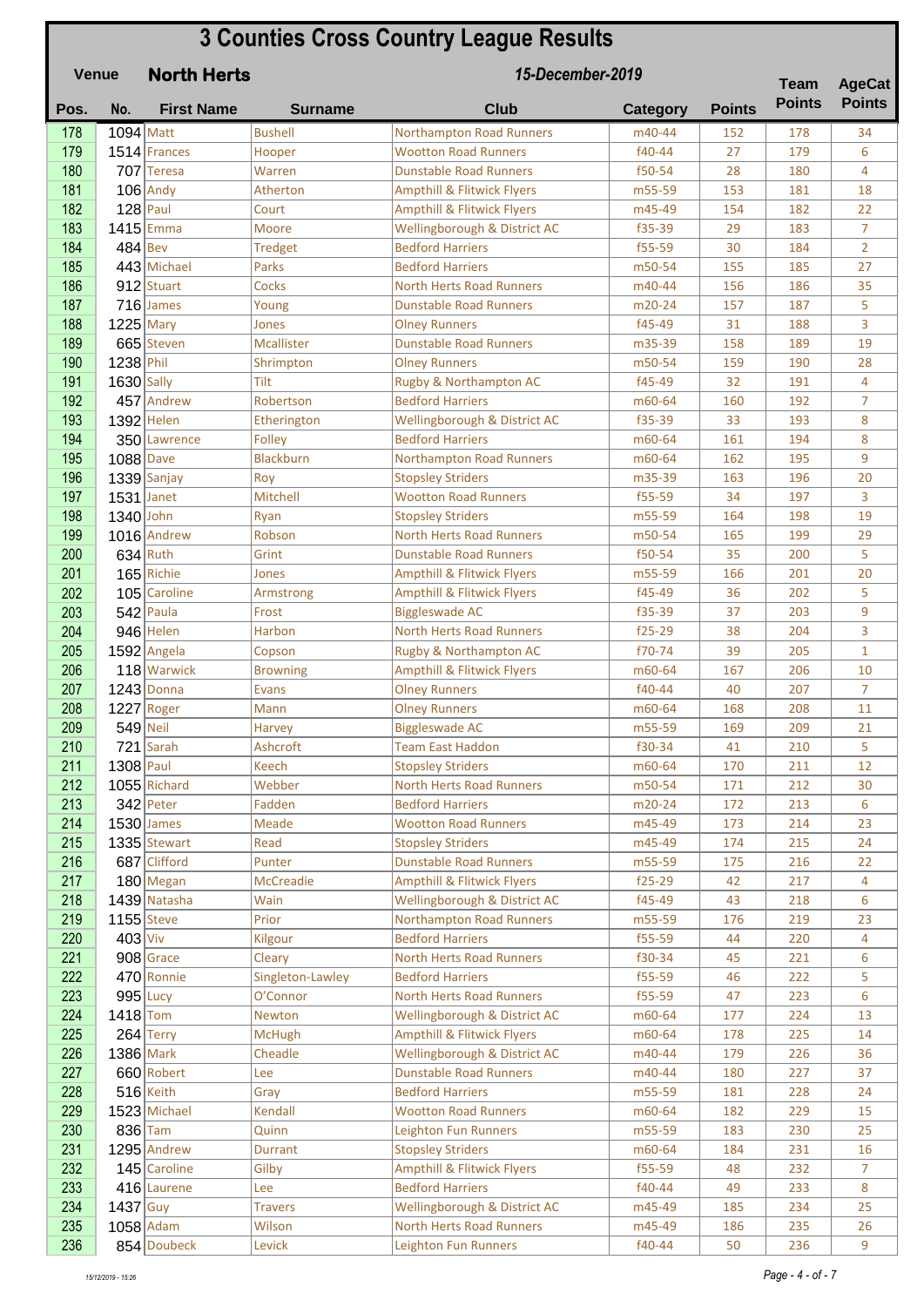# 3 Counties Cross Country League Results

**Venue** **North Herts** *15-December-2019*

| Pos. | No. | First Name | Surname | Club | Category | Points | Team Points | AgeCat Points |
|---|---|---|---|---|---|---|---|---|
| 178 | 1094 | Matt | Bushell | Northampton Road Runners | m40-44 | 152 | 178 | 34 |
| 179 | 1514 | Frances | Hooper | Wootton Road Runners | f40-44 | 27 | 179 | 6 |
| 180 | 707 | Teresa | Warren | Dunstable Road Runners | f50-54 | 28 | 180 | 4 |
| 181 | 106 | Andy | Atherton | Ampthill & Flitwick Flyers | m55-59 | 153 | 181 | 18 |
| 182 | 128 | Paul | Court | Ampthill & Flitwick Flyers | m45-49 | 154 | 182 | 22 |
| 183 | 1415 | Emma | Moore | Wellingborough & District AC | f35-39 | 29 | 183 | 7 |
| 184 | 484 | Bev | Tredget | Bedford Harriers | f55-59 | 30 | 184 | 2 |
| 185 | 443 | Michael | Parks | Bedford Harriers | m50-54 | 155 | 185 | 27 |
| 186 | 912 | Stuart | Cocks | North Herts Road Runners | m40-44 | 156 | 186 | 35 |
| 187 | 716 | James | Young | Dunstable Road Runners | m20-24 | 157 | 187 | 5 |
| 188 | 1225 | Mary | Jones | Olney Runners | f45-49 | 31 | 188 | 3 |
| 189 | 665 | Steven | Mcallister | Dunstable Road Runners | m35-39 | 158 | 189 | 19 |
| 190 | 1238 | Phil | Shrimpton | Olney Runners | m50-54 | 159 | 190 | 28 |
| 191 | 1630 | Sally | Tilt | Rugby & Northampton AC | f45-49 | 32 | 191 | 4 |
| 192 | 457 | Andrew | Robertson | Bedford Harriers | m60-64 | 160 | 192 | 7 |
| 193 | 1392 | Helen | Etherington | Wellingborough & District AC | f35-39 | 33 | 193 | 8 |
| 194 | 350 | Lawrence | Folley | Bedford Harriers | m60-64 | 161 | 194 | 8 |
| 195 | 1088 | Dave | Blackburn | Northampton Road Runners | m60-64 | 162 | 195 | 9 |
| 196 | 1339 | Sanjay | Roy | Stopsley Striders | m35-39 | 163 | 196 | 20 |
| 197 | 1531 | Janet | Mitchell | Wootton Road Runners | f55-59 | 34 | 197 | 3 |
| 198 | 1340 | John | Ryan | Stopsley Striders | m55-59 | 164 | 198 | 19 |
| 199 | 1016 | Andrew | Robson | North Herts Road Runners | m50-54 | 165 | 199 | 29 |
| 200 | 634 | Ruth | Grint | Dunstable Road Runners | f50-54 | 35 | 200 | 5 |
| 201 | 165 | Richie | Jones | Ampthill & Flitwick Flyers | m55-59 | 166 | 201 | 20 |
| 202 | 105 | Caroline | Armstrong | Ampthill & Flitwick Flyers | f45-49 | 36 | 202 | 5 |
| 203 | 542 | Paula | Frost | Biggleswade AC | f35-39 | 37 | 203 | 9 |
| 204 | 946 | Helen | Harbon | North Herts Road Runners | f25-29 | 38 | 204 | 3 |
| 205 | 1592 | Angela | Copson | Rugby & Northampton AC | f70-74 | 39 | 205 | 1 |
| 206 | 118 | Warwick | Browning | Ampthill & Flitwick Flyers | m60-64 | 167 | 206 | 10 |
| 207 | 1243 | Donna | Evans | Olney Runners | f40-44 | 40 | 207 | 7 |
| 208 | 1227 | Roger | Mann | Olney Runners | m60-64 | 168 | 208 | 11 |
| 209 | 549 | Neil | Harvey | Biggleswade AC | m55-59 | 169 | 209 | 21 |
| 210 | 721 | Sarah | Ashcroft | Team East Haddon | f30-34 | 41 | 210 | 5 |
| 211 | 1308 | Paul | Keech | Stopsley Striders | m60-64 | 170 | 211 | 12 |
| 212 | 1055 | Richard | Webber | North Herts Road Runners | m50-54 | 171 | 212 | 30 |
| 213 | 342 | Peter | Fadden | Bedford Harriers | m20-24 | 172 | 213 | 6 |
| 214 | 1530 | James | Meade | Wootton Road Runners | m45-49 | 173 | 214 | 23 |
| 215 | 1335 | Stewart | Read | Stopsley Striders | m45-49 | 174 | 215 | 24 |
| 216 | 687 | Clifford | Punter | Dunstable Road Runners | m55-59 | 175 | 216 | 22 |
| 217 | 180 | Megan | McCreadie | Ampthill & Flitwick Flyers | f25-29 | 42 | 217 | 4 |
| 218 | 1439 | Natasha | Wain | Wellingborough & District AC | f45-49 | 43 | 218 | 6 |
| 219 | 1155 | Steve | Prior | Northampton Road Runners | m55-59 | 176 | 219 | 23 |
| 220 | 403 | Viv | Kilgour | Bedford Harriers | f55-59 | 44 | 220 | 4 |
| 221 | 908 | Grace | Cleary | North Herts Road Runners | f30-34 | 45 | 221 | 6 |
| 222 | 470 | Ronnie | Singleton-Lawley | Bedford Harriers | f55-59 | 46 | 222 | 5 |
| 223 | 995 | Lucy | O'Connor | North Herts Road Runners | f55-59 | 47 | 223 | 6 |
| 224 | 1418 | Tom | Newton | Wellingborough & District AC | m60-64 | 177 | 224 | 13 |
| 225 | 264 | Terry | McHugh | Ampthill & Flitwick Flyers | m60-64 | 178 | 225 | 14 |
| 226 | 1386 | Mark | Cheadle | Wellingborough & District AC | m40-44 | 179 | 226 | 36 |
| 227 | 660 | Robert | Lee | Dunstable Road Runners | m40-44 | 180 | 227 | 37 |
| 228 | 516 | Keith | Gray | Bedford Harriers | m55-59 | 181 | 228 | 24 |
| 229 | 1523 | Michael | Kendall | Wootton Road Runners | m60-64 | 182 | 229 | 15 |
| 230 | 836 | Tam | Quinn | Leighton Fun Runners | m55-59 | 183 | 230 | 25 |
| 231 | 1295 | Andrew | Durrant | Stopsley Striders | m60-64 | 184 | 231 | 16 |
| 232 | 145 | Caroline | Gilby | Ampthill & Flitwick Flyers | f55-59 | 48 | 232 | 7 |
| 233 | 416 | Laurene | Lee | Bedford Harriers | f40-44 | 49 | 233 | 8 |
| 234 | 1437 | Guy | Travers | Wellingborough & District AC | m45-49 | 185 | 234 | 25 |
| 235 | 1058 | Adam | Wilson | North Herts Road Runners | m45-49 | 186 | 235 | 26 |
| 236 | 854 | Doubeck | Levick | Leighton Fun Runners | f40-44 | 50 | 236 | 9 |

15/12/2019 - 15:26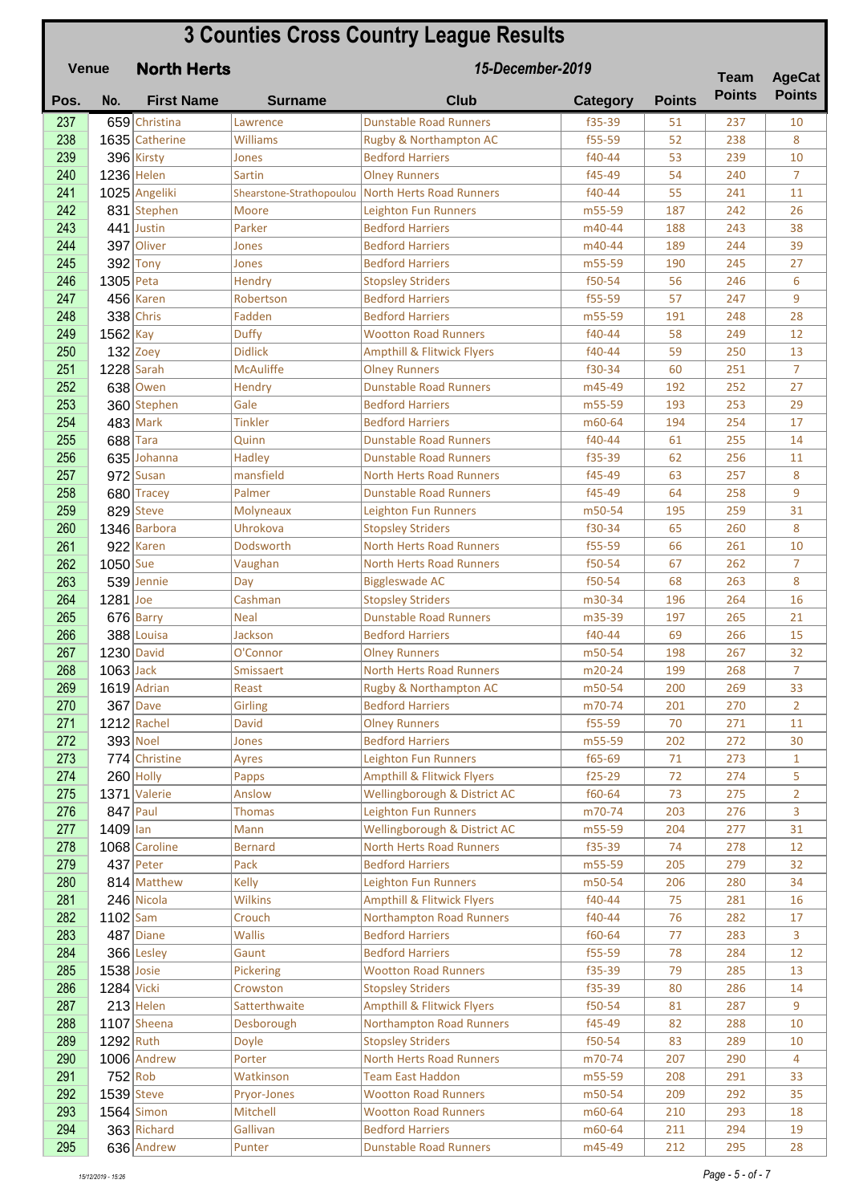# 3 Counties Cross Country League Results

**Venue** **North Herts** *15-December-2019*

| Pos. | No. | First Name | Surname | Club | Category | Points | Team Points | AgeCat Points |
|---|---|---|---|---|---|---|---|---|
| 237 | 659 | Christina | Lawrence | Dunstable Road Runners | f35-39 | 51 | 237 | 10 |
| 238 | 1635 | Catherine | Williams | Rugby & Northampton AC | f55-59 | 52 | 238 | 8 |
| 239 | 396 | Kirsty | Jones | Bedford Harriers | f40-44 | 53 | 239 | 10 |
| 240 | 1236 | Helen | Sartin | Olney Runners | f45-49 | 54 | 240 | 7 |
| 241 | 1025 | Angeliki | Shearstone-Strathopoulou | North Herts Road Runners | f40-44 | 55 | 241 | 11 |
| 242 | 831 | Stephen | Moore | Leighton Fun Runners | m55-59 | 187 | 242 | 26 |
| 243 | 441 | Justin | Parker | Bedford Harriers | m40-44 | 188 | 243 | 38 |
| 244 | 397 | Oliver | Jones | Bedford Harriers | m40-44 | 189 | 244 | 39 |
| 245 | 392 | Tony | Jones | Bedford Harriers | m55-59 | 190 | 245 | 27 |
| 246 | 1305 | Peta | Hendry | Stopsley Striders | f50-54 | 56 | 246 | 6 |
| 247 | 456 | Karen | Robertson | Bedford Harriers | f55-59 | 57 | 247 | 9 |
| 248 | 338 | Chris | Fadden | Bedford Harriers | m55-59 | 191 | 248 | 28 |
| 249 | 1562 | Kay | Duffy | Wootton Road Runners | f40-44 | 58 | 249 | 12 |
| 250 | 132 | Zoey | Didlick | Ampthill & Flitwick Flyers | f40-44 | 59 | 250 | 13 |
| 251 | 1228 | Sarah | McAuliffe | Olney Runners | f30-34 | 60 | 251 | 7 |
| 252 | 638 | Owen | Hendry | Dunstable Road Runners | m45-49 | 192 | 252 | 27 |
| 253 | 360 | Stephen | Gale | Bedford Harriers | m55-59 | 193 | 253 | 29 |
| 254 | 483 | Mark | Tinkler | Bedford Harriers | m60-64 | 194 | 254 | 17 |
| 255 | 688 | Tara | Quinn | Dunstable Road Runners | f40-44 | 61 | 255 | 14 |
| 256 | 635 | Johanna | Hadley | Dunstable Road Runners | f35-39 | 62 | 256 | 11 |
| 257 | 972 | Susan | mansfield | North Herts Road Runners | f45-49 | 63 | 257 | 8 |
| 258 | 680 | Tracey | Palmer | Dunstable Road Runners | f45-49 | 64 | 258 | 9 |
| 259 | 829 | Steve | Molyneaux | Leighton Fun Runners | m50-54 | 195 | 259 | 31 |
| 260 | 1346 | Barbora | Uhrokova | Stopsley Striders | f30-34 | 65 | 260 | 8 |
| 261 | 922 | Karen | Dodsworth | North Herts Road Runners | f55-59 | 66 | 261 | 10 |
| 262 | 1050 | Sue | Vaughan | North Herts Road Runners | f50-54 | 67 | 262 | 7 |
| 263 | 539 | Jennie | Day | Biggleswade AC | f50-54 | 68 | 263 | 8 |
| 264 | 1281 | Joe | Cashman | Stopsley Striders | m30-34 | 196 | 264 | 16 |
| 265 | 676 | Barry | Neal | Dunstable Road Runners | m35-39 | 197 | 265 | 21 |
| 266 | 388 | Louisa | Jackson | Bedford Harriers | f40-44 | 69 | 266 | 15 |
| 267 | 1230 | David | O'Connor | Olney Runners | m50-54 | 198 | 267 | 32 |
| 268 | 1063 | Jack | Smissaert | North Herts Road Runners | m20-24 | 199 | 268 | 7 |
| 269 | 1619 | Adrian | Reast | Rugby & Northampton AC | m50-54 | 200 | 269 | 33 |
| 270 | 367 | Dave | Girling | Bedford Harriers | m70-74 | 201 | 270 | 2 |
| 271 | 1212 | Rachel | David | Olney Runners | f55-59 | 70 | 271 | 11 |
| 272 | 393 | Noel | Jones | Bedford Harriers | m55-59 | 202 | 272 | 30 |
| 273 | 774 | Christine | Ayres | Leighton Fun Runners | f65-69 | 71 | 273 | 1 |
| 274 | 260 | Holly | Papps | Ampthill & Flitwick Flyers | f25-29 | 72 | 274 | 5 |
| 275 | 1371 | Valerie | Anslow | Wellingborough & District AC | f60-64 | 73 | 275 | 2 |
| 276 | 847 | Paul | Thomas | Leighton Fun Runners | m70-74 | 203 | 276 | 3 |
| 277 | 1409 | Ian | Mann | Wellingborough & District AC | m55-59 | 204 | 277 | 31 |
| 278 | 1068 | Caroline | Bernard | North Herts Road Runners | f35-39 | 74 | 278 | 12 |
| 279 | 437 | Peter | Pack | Bedford Harriers | m55-59 | 205 | 279 | 32 |
| 280 | 814 | Matthew | Kelly | Leighton Fun Runners | m50-54 | 206 | 280 | 34 |
| 281 | 246 | Nicola | Wilkins | Ampthill & Flitwick Flyers | f40-44 | 75 | 281 | 16 |
| 282 | 1102 | Sam | Crouch | Northampton Road Runners | f40-44 | 76 | 282 | 17 |
| 283 | 487 | Diane | Wallis | Bedford Harriers | f60-64 | 77 | 283 | 3 |
| 284 | 366 | Lesley | Gaunt | Bedford Harriers | f55-59 | 78 | 284 | 12 |
| 285 | 1538 | Josie | Pickering | Wootton Road Runners | f35-39 | 79 | 285 | 13 |
| 286 | 1284 | Vicki | Crowston | Stopsley Striders | f35-39 | 80 | 286 | 14 |
| 287 | 213 | Helen | Satterthwaite | Ampthill & Flitwick Flyers | f50-54 | 81 | 287 | 9 |
| 288 | 1107 | Sheena | Desborough | Northampton Road Runners | f45-49 | 82 | 288 | 10 |
| 289 | 1292 | Ruth | Doyle | Stopsley Striders | f50-54 | 83 | 289 | 10 |
| 290 | 1006 | Andrew | Porter | North Herts Road Runners | m70-74 | 207 | 290 | 4 |
| 291 | 752 | Rob | Watkinson | Team East Haddon | m55-59 | 208 | 291 | 33 |
| 292 | 1539 | Steve | Pryor-Jones | Wootton Road Runners | m50-54 | 209 | 292 | 35 |
| 293 | 1564 | Simon | Mitchell | Wootton Road Runners | m60-64 | 210 | 293 | 18 |
| 294 | 363 | Richard | Gallivan | Bedford Harriers | m60-64 | 211 | 294 | 19 |
| 295 | 636 | Andrew | Punter | Dunstable Road Runners | m45-49 | 212 | 295 | 28 |

15/12/2019 - 15:26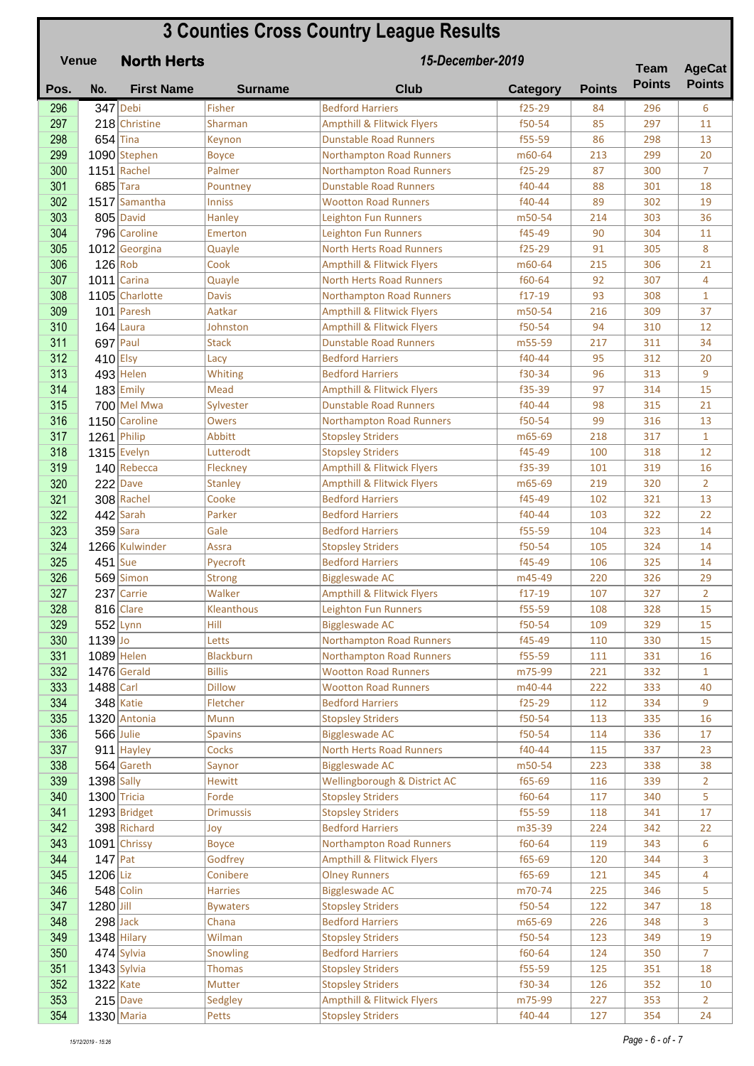# 3 Counties Cross Country League Results

**Venue** **North Herts** ***15-December-2019***

| Pos. | No. | First Name | Surname | Club | Category | Points | Team Points | AgeCat Points |
|---|---|---|---|---|---|---|---|---|
| 296 | 347 | Debi | Fisher | Bedford Harriers | f25-29 | 84 | 296 | 6 |
| 297 | 218 | Christine | Sharman | Ampthill & Flitwick Flyers | f50-54 | 85 | 297 | 11 |
| 298 | 654 | Tina | Keynon | Dunstable Road Runners | f55-59 | 86 | 298 | 13 |
| 299 | 1090 | Stephen | Boyce | Northampton Road Runners | m60-64 | 213 | 299 | 20 |
| 300 | 1151 | Rachel | Palmer | Northampton Road Runners | f25-29 | 87 | 300 | 7 |
| 301 | 685 | Tara | Pountney | Dunstable Road Runners | f40-44 | 88 | 301 | 18 |
| 302 | 1517 | Samantha | Inniss | Wootton Road Runners | f40-44 | 89 | 302 | 19 |
| 303 | 805 | David | Hanley | Leighton Fun Runners | m50-54 | 214 | 303 | 36 |
| 304 | 796 | Caroline | Emerton | Leighton Fun Runners | f45-49 | 90 | 304 | 11 |
| 305 | 1012 | Georgina | Quayle | North Herts Road Runners | f25-29 | 91 | 305 | 8 |
| 306 | 126 | Rob | Cook | Ampthill & Flitwick Flyers | m60-64 | 215 | 306 | 21 |
| 307 | 1011 | Carina | Quayle | North Herts Road Runners | f60-64 | 92 | 307 | 4 |
| 308 | 1105 | Charlotte | Davis | Northampton Road Runners | f17-19 | 93 | 308 | 1 |
| 309 | 101 | Paresh | Aatkar | Ampthill & Flitwick Flyers | m50-54 | 216 | 309 | 37 |
| 310 | 164 | Laura | Johnston | Ampthill & Flitwick Flyers | f50-54 | 94 | 310 | 12 |
| 311 | 697 | Paul | Stack | Dunstable Road Runners | m55-59 | 217 | 311 | 34 |
| 312 | 410 | Elsy | Lacy | Bedford Harriers | f40-44 | 95 | 312 | 20 |
| 313 | 493 | Helen | Whiting | Bedford Harriers | f30-34 | 96 | 313 | 9 |
| 314 | 183 | Emily | Mead | Ampthill & Flitwick Flyers | f35-39 | 97 | 314 | 15 |
| 315 | 700 | Mel Mwa | Sylvester | Dunstable Road Runners | f40-44 | 98 | 315 | 21 |
| 316 | 1150 | Caroline | Owers | Northampton Road Runners | f50-54 | 99 | 316 | 13 |
| 317 | 1261 | Philip | Abbitt | Stopsley Striders | m65-69 | 218 | 317 | 1 |
| 318 | 1315 | Evelyn | Lutterodt | Stopsley Striders | f45-49 | 100 | 318 | 12 |
| 319 | 140 | Rebecca | Fleckney | Ampthill & Flitwick Flyers | f35-39 | 101 | 319 | 16 |
| 320 | 222 | Dave | Stanley | Ampthill & Flitwick Flyers | m65-69 | 219 | 320 | 2 |
| 321 | 308 | Rachel | Cooke | Bedford Harriers | f45-49 | 102 | 321 | 13 |
| 322 | 442 | Sarah | Parker | Bedford Harriers | f40-44 | 103 | 322 | 22 |
| 323 | 359 | Sara | Gale | Bedford Harriers | f55-59 | 104 | 323 | 14 |
| 324 | 1266 | Kulwinder | Assra | Stopsley Striders | f50-54 | 105 | 324 | 14 |
| 325 | 451 | Sue | Pyecroft | Bedford Harriers | f45-49 | 106 | 325 | 14 |
| 326 | 569 | Simon | Strong | Biggleswade AC | m45-49 | 220 | 326 | 29 |
| 327 | 237 | Carrie | Walker | Ampthill & Flitwick Flyers | f17-19 | 107 | 327 | 2 |
| 328 | 816 | Clare | Kleanthous | Leighton Fun Runners | f55-59 | 108 | 328 | 15 |
| 329 | 552 | Lynn | Hill | Biggleswade AC | f50-54 | 109 | 329 | 15 |
| 330 | 1139 | Jo | Letts | Northampton Road Runners | f45-49 | 110 | 330 | 15 |
| 331 | 1089 | Helen | Blackburn | Northampton Road Runners | f55-59 | 111 | 331 | 16 |
| 332 | 1476 | Gerald | Billis | Wootton Road Runners | m75-99 | 221 | 332 | 1 |
| 333 | 1488 | Carl | Dillow | Wootton Road Runners | m40-44 | 222 | 333 | 40 |
| 334 | 348 | Katie | Fletcher | Bedford Harriers | f25-29 | 112 | 334 | 9 |
| 335 | 1320 | Antonia | Munn | Stopsley Striders | f50-54 | 113 | 335 | 16 |
| 336 | 566 | Julie | Spavins | Biggleswade AC | f50-54 | 114 | 336 | 17 |
| 337 | 911 | Hayley | Cocks | North Herts Road Runners | f40-44 | 115 | 337 | 23 |
| 338 | 564 | Gareth | Saynor | Biggleswade AC | m50-54 | 223 | 338 | 38 |
| 339 | 1398 | Sally | Hewitt | Wellingborough & District AC | f65-69 | 116 | 339 | 2 |
| 340 | 1300 | Tricia | Forde | Stopsley Striders | f60-64 | 117 | 340 | 5 |
| 341 | 1293 | Bridget | Drimussis | Stopsley Striders | f55-59 | 118 | 341 | 17 |
| 342 | 398 | Richard | Joy | Bedford Harriers | m35-39 | 224 | 342 | 22 |
| 343 | 1091 | Chrissy | Boyce | Northampton Road Runners | f60-64 | 119 | 343 | 6 |
| 344 | 147 | Pat | Godfrey | Ampthill & Flitwick Flyers | f65-69 | 120 | 344 | 3 |
| 345 | 1206 | Liz | Conibere | Olney Runners | f65-69 | 121 | 345 | 4 |
| 346 | 548 | Colin | Harries | Biggleswade AC | m70-74 | 225 | 346 | 5 |
| 347 | 1280 | Jill | Bywaters | Stopsley Striders | f50-54 | 122 | 347 | 18 |
| 348 | 298 | Jack | Chana | Bedford Harriers | m65-69 | 226 | 348 | 3 |
| 349 | 1348 | Hilary | Wilman | Stopsley Striders | f50-54 | 123 | 349 | 19 |
| 350 | 474 | Sylvia | Snowling | Bedford Harriers | f60-64 | 124 | 350 | 7 |
| 351 | 1343 | Sylvia | Thomas | Stopsley Striders | f55-59 | 125 | 351 | 18 |
| 352 | 1322 | Kate | Mutter | Stopsley Striders | f30-34 | 126 | 352 | 10 |
| 353 | 215 | Dave | Sedgley | Ampthill & Flitwick Flyers | m75-99 | 227 | 353 | 2 |
| 354 | 1330 | Maria | Petts | Stopsley Striders | f40-44 | 127 | 354 | 24 |

15/12/2019 - 15:26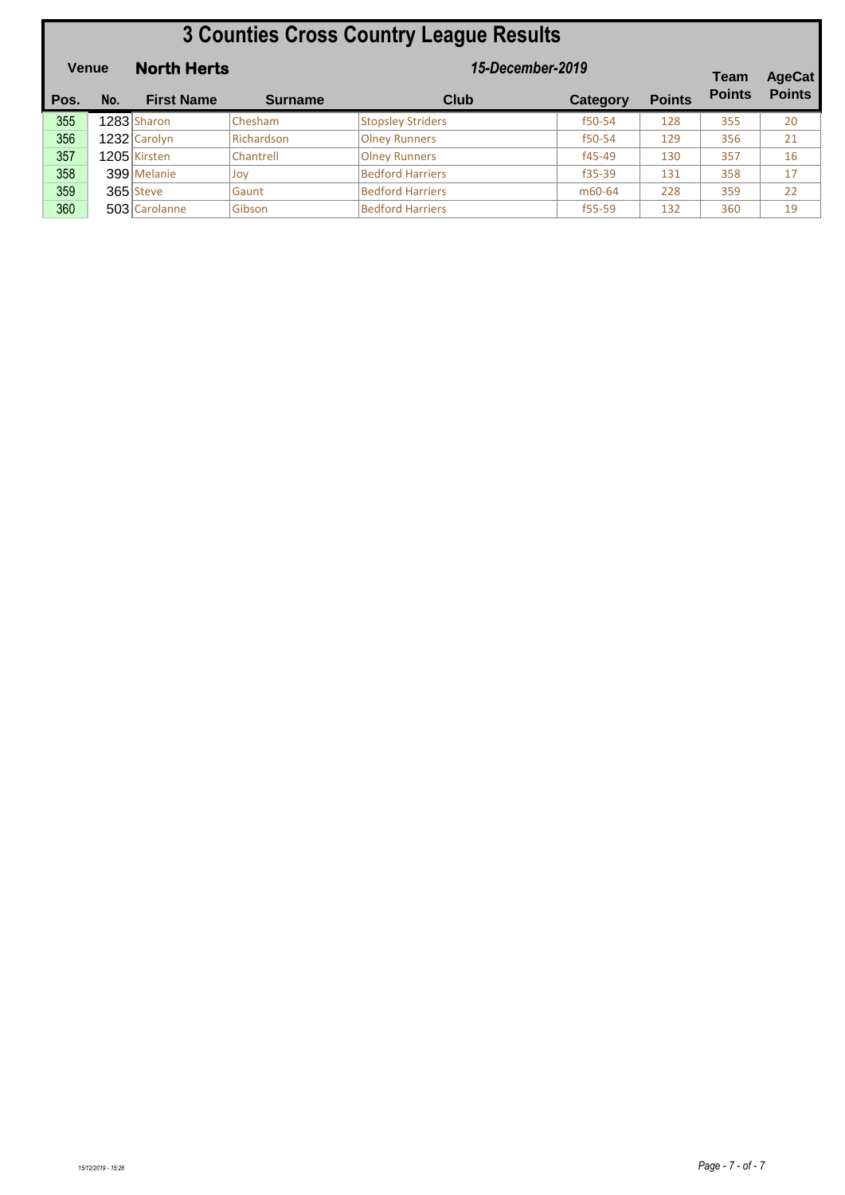# 3 Counties Cross Country League Results

**Venue** **North Herts** *15-December-2019*

| Pos. | No. | First Name | Surname | Club | Category | Points | Team Points | AgeCat Points |
|---|---|---|---|---|---|---|---|---|
| 355 | 1283 | Sharon | Chesham | Stopsley Striders | f50-54 | 128 | 355 | 20 |
| 356 | 1232 | Carolyn | Richardson | Olney Runners | f50-54 | 129 | 356 | 21 |
| 357 | 1205 | Kirsten | Chantrell | Olney Runners | f45-49 | 130 | 357 | 16 |
| 358 | 399 | Melanie | Joy | Bedford Harriers | f35-39 | 131 | 358 | 17 |
| 359 | 365 | Steve | Gaunt | Bedford Harriers | m60-64 | 228 | 359 | 22 |
| 360 | 503 | Carolanne | Gibson | Bedford Harriers | f55-59 | 132 | 360 | 19 |

*15/12/2019 - 15:26*